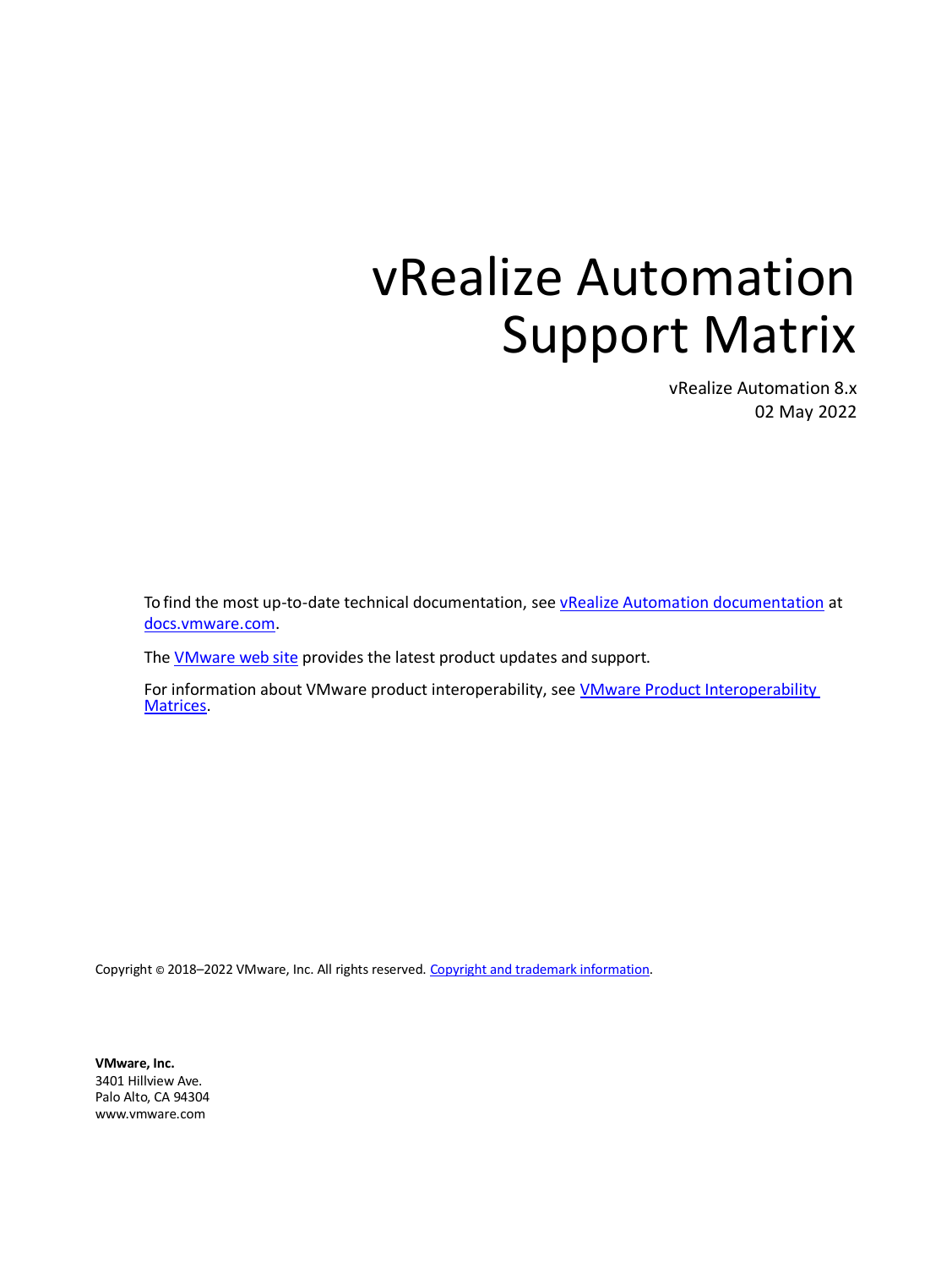# vRealize Automation Support Matrix

vRealize Automation 8.x
02 May 2022

To find the most up-to-date technical documentation, see vRealize Automation documentation at docs.vmware.com.

The VMware web site provides the latest product updates and support.

For information about VMware product interoperability, see VMware Product Interoperability Matrices.

Copyright © 2018–2022 VMware, Inc. All rights reserved. Copyright and trademark information.

**VMware, Inc.**
3401 Hillview Ave.
Palo Alto, CA 94304
www.vmware.com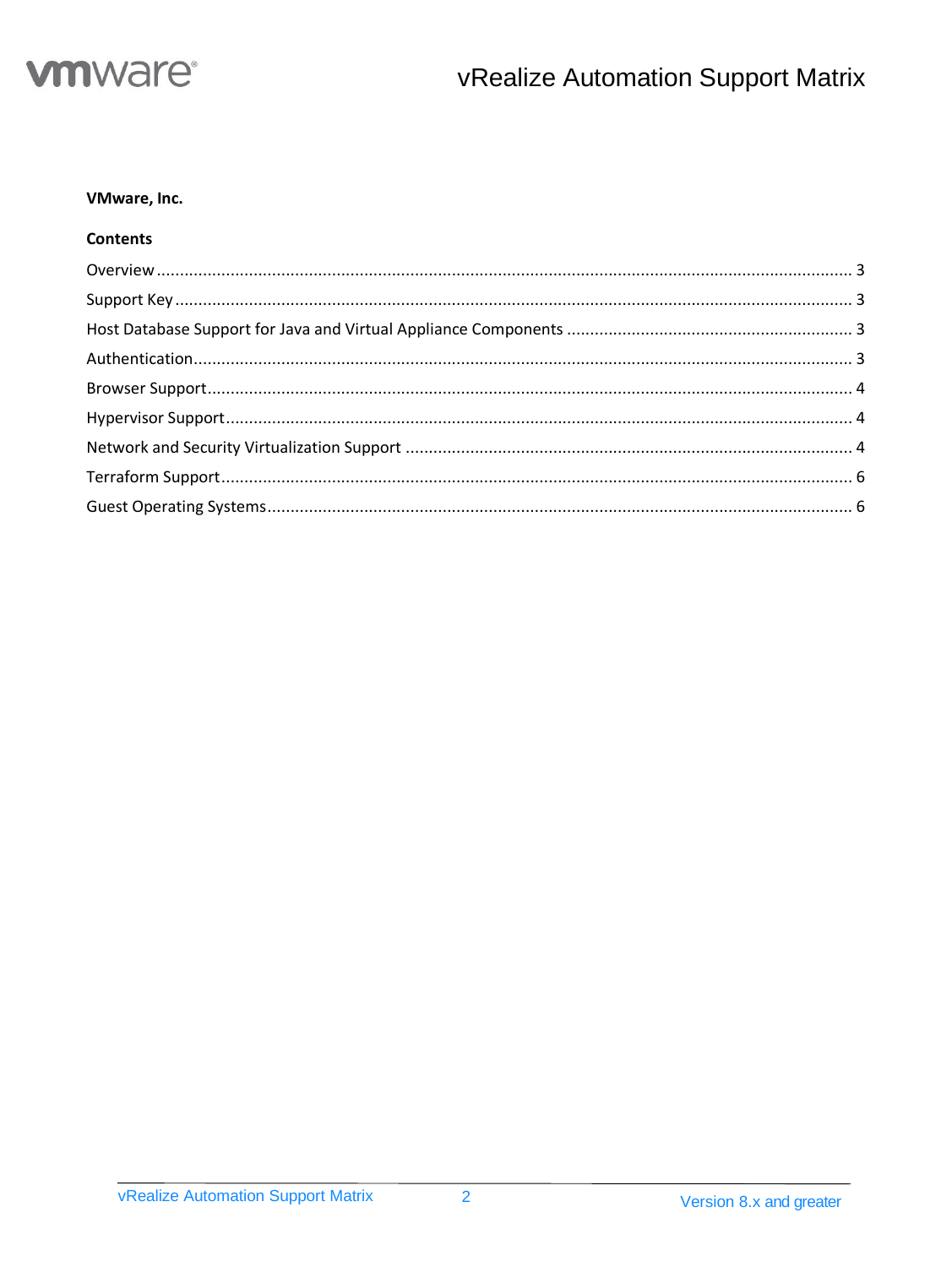**VMware, Inc.**

**Contents**

Overview ........................................................................................................................................ 3

Support Key .................................................................................................................................... 3

Host Database Support for Java and Virtual Appliance Components ............................................. 3

Authentication................................................................................................................................ 3

Browser Support............................................................................................................................. 4

Hypervisor Support......................................................................................................................... 4

Network and Security Virtualization Support ................................................................................ 4

Terraform Support.......................................................................................................................... 6

Guest Operating Systems................................................................................................................ 6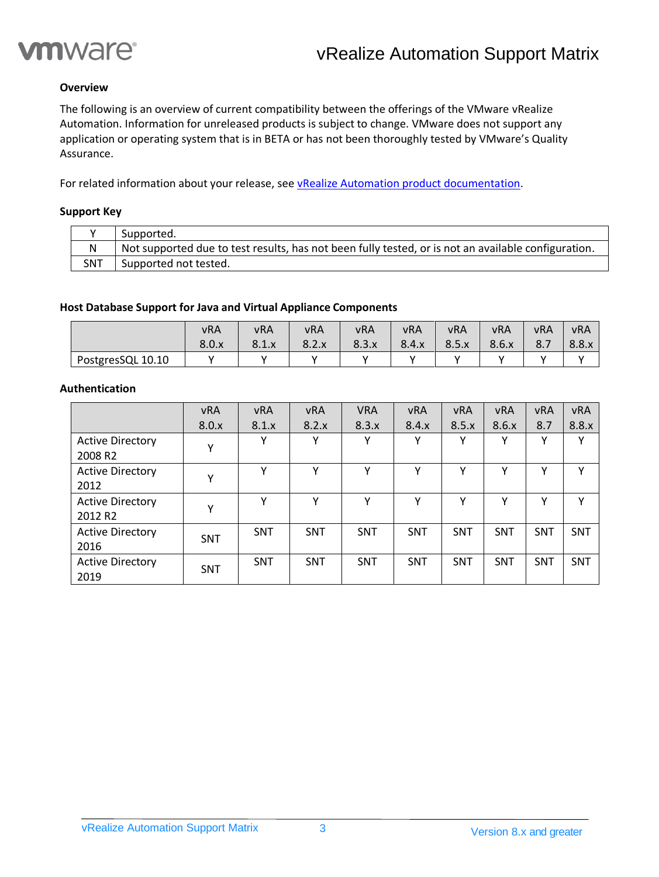**Overview**

The following is an overview of current compatibility between the offerings of the VMware vRealize Automation. Information for unreleased products is subject to change. VMware does not support any application or operating system that is in BETA or has not been thoroughly tested by VMware's Quality Assurance.

For related information about your release, see [vRealize Automation product documentation](#).

**Support Key**

| | |
|---|---|
| Y | Supported. |
| N | Not supported due to test results, has not been fully tested, or is not an available configuration. |
| SNT | Supported not tested. |

**Host Database Support for Java and Virtual Appliance Components**

| | vRA 8.0.x | vRA 8.1.x | vRA 8.2.x | vRA 8.3.x | vRA 8.4.x | vRA 8.5.x | vRA 8.6.x | vRA 8.7 | vRA 8.8.x |
|---|---|---|---|---|---|---|---|---|---|
| PostgresSQL 10.10 | Y | Y | Y | Y | Y | Y | Y | Y | Y |

**Authentication**

| | vRA 8.0.x | vRA 8.1.x | vRA 8.2.x | VRA 8.3.x | vRA 8.4.x | vRA 8.5.x | vRA 8.6.x | vRA 8.7 | vRA 8.8.x |
|---|---|---|---|---|---|---|---|---|---|
| Active Directory 2008 R2 | Y | Y | Y | Y | Y | Y | Y | Y | Y |
| Active Directory 2012 | Y | Y | Y | Y | Y | Y | Y | Y | Y |
| Active Directory 2012 R2 | Y | Y | Y | Y | Y | Y | Y | Y | Y |
| Active Directory 2016 | SNT | SNT | SNT | SNT | SNT | SNT | SNT | SNT | SNT |
| Active Directory 2019 | SNT | SNT | SNT | SNT | SNT | SNT | SNT | SNT | SNT |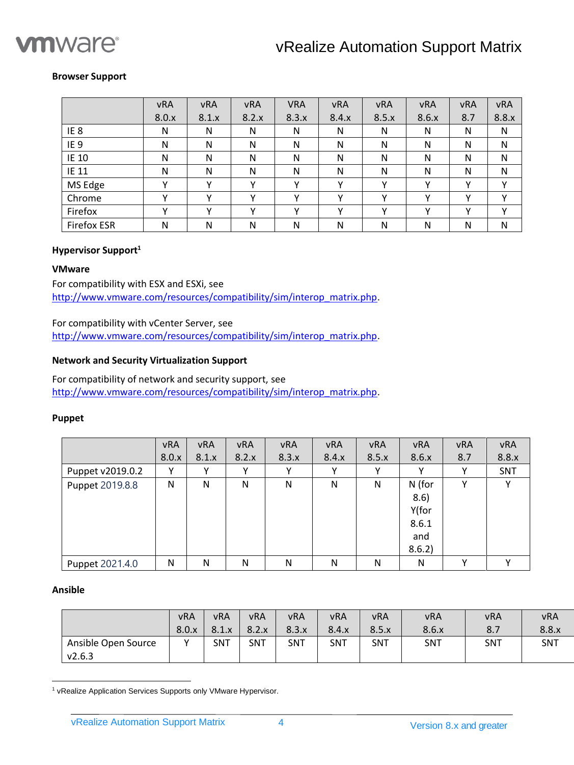**Browser Support**

| | vRA 8.0.x | vRA 8.1.x | vRA 8.2.x | VRA 8.3.x | vRA 8.4.x | vRA 8.5.x | vRA 8.6.x | vRA 8.7 | vRA 8.8.x |
|---|---|---|---|---|---|---|---|---|---|
| IE 8 | N | N | N | N | N | N | N | N | N |
| IE 9 | N | N | N | N | N | N | N | N | N |
| IE 10 | N | N | N | N | N | N | N | N | N |
| IE 11 | N | N | N | N | N | N | N | N | N |
| MS Edge | Y | Y | Y | Y | Y | Y | Y | Y | Y |
| Chrome | Y | Y | Y | Y | Y | Y | Y | Y | Y |
| Firefox | Y | Y | Y | Y | Y | Y | Y | Y | Y |
| Firefox ESR | N | N | N | N | N | N | N | N | N |

**Hypervisor Support**[1]

**VMware**

For compatibility with ESX and ESXi, see
http://www.vmware.com/resources/compatibility/sim/interop_matrix.php.

For compatibility with vCenter Server, see
http://www.vmware.com/resources/compatibility/sim/interop_matrix.php.

**Network and Security Virtualization Support**

For compatibility of network and security support, see
http://www.vmware.com/resources/compatibility/sim/interop_matrix.php.

**Puppet**

| | vRA 8.0.x | vRA 8.1.x | vRA 8.2.x | vRA 8.3.x | vRA 8.4.x | vRA 8.5.x | vRA 8.6.x | vRA 8.7 | vRA 8.8.x |
|---|---|---|---|---|---|---|---|---|---|
| Puppet v2019.0.2 | Y | Y | Y | Y | Y | Y | Y | Y | SNT |
| Puppet 2019.8.8 | N | N | N | N | N | N | N (for 8.6) Y(for 8.6.1 and 8.6.2) | Y | Y |
| Puppet 2021.4.0 | N | N | N | N | N | N | N | Y | Y |

**Ansible**

| | vRA 8.0.x | vRA 8.1.x | vRA 8.2.x | vRA 8.3.x | vRA 8.4.x | vRA 8.5.x | vRA 8.6.x | vRA 8.7 | vRA 8.8.x |
|---|---|---|---|---|---|---|---|---|---|
| Ansible Open Source v2.6.3 | Y | SNT | SNT | SNT | SNT | SNT | SNT | SNT | SNT |

[1] vRealize Application Services Supports only VMware Hypervisor.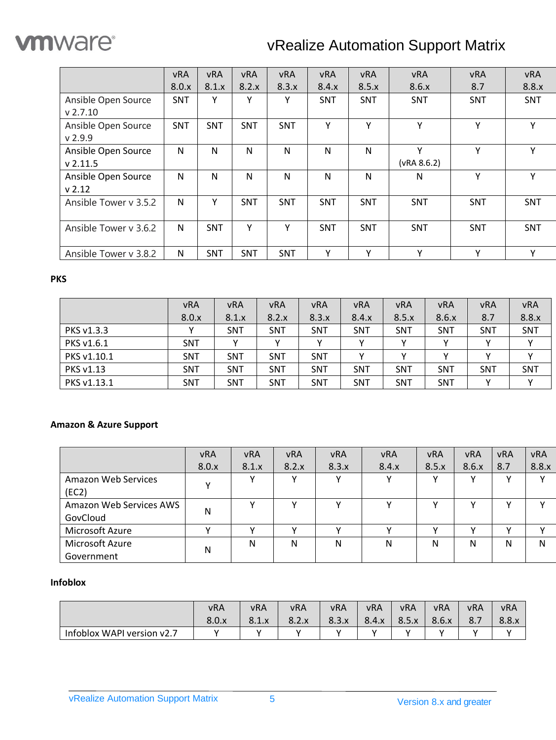| | vRA 8.0.x | vRA 8.1.x | vRA 8.2.x | vRA 8.3.x | vRA 8.4.x | vRA 8.5.x | vRA 8.6.x | vRA 8.7 | vRA 8.8.x |
|---|---|---|---|---|---|---|---|---|---|
| Ansible Open Source v 2.7.10 | SNT | Y | Y | Y | SNT | SNT | SNT | SNT | SNT |
| Ansible Open Source v 2.9.9 | SNT | SNT | SNT | SNT | Y | Y | Y | Y | Y |
| Ansible Open Source v 2.11.5 | N | N | N | N | N | N | Y (vRA 8.6.2) | Y | Y |
| Ansible Open Source v 2.12 | N | N | N | N | N | N | N | Y | Y |
| Ansible Tower v 3.5.2 | N | Y | SNT | SNT | SNT | SNT | SNT | SNT | SNT |
| Ansible Tower v 3.6.2 | N | SNT | Y | Y | SNT | SNT | SNT | SNT | SNT |
| Ansible Tower v 3.8.2 | N | SNT | SNT | SNT | Y | Y | Y | Y | Y |

**PKS**

| | vRA 8.0.x | vRA 8.1.x | vRA 8.2.x | vRA 8.3.x | vRA 8.4.x | vRA 8.5.x | vRA 8.6.x | vRA 8.7 | vRA 8.8.x |
|---|---|---|---|---|---|---|---|---|---|
| PKS v1.3.3 | Y | SNT | SNT | SNT | SNT | SNT | SNT | SNT | SNT |
| PKS v1.6.1 | SNT | Y | Y | Y | Y | Y | Y | Y | Y |
| PKS v1.10.1 | SNT | SNT | SNT | SNT | Y | Y | Y | Y | Y |
| PKS v1.13 | SNT | SNT | SNT | SNT | SNT | SNT | SNT | SNT | SNT |
| PKS v1.13.1 | SNT | SNT | SNT | SNT | SNT | SNT | SNT | Y | Y |

**Amazon & Azure Support**

| | vRA 8.0.x | vRA 8.1.x | vRA 8.2.x | vRA 8.3.x | vRA 8.4.x | vRA 8.5.x | vRA 8.6.x | vRA 8.7 | vRA 8.8.x |
|---|---|---|---|---|---|---|---|---|---|
| Amazon Web Services (EC2) | Y | Y | Y | Y | Y | Y | Y | Y | Y |
| Amazon Web Services AWS GovCloud | N | Y | Y | Y | Y | Y | Y | Y | Y |
| Microsoft Azure | Y | Y | Y | Y | Y | Y | Y | Y | Y |
| Microsoft Azure Government | N | N | N | N | N | N | N | N | N |

**Infoblox**

| | vRA 8.0.x | vRA 8.1.x | vRA 8.2.x | vRA 8.3.x | vRA 8.4.x | vRA 8.5.x | vRA 8.6.x | vRA 8.7 | vRA 8.8.x |
|---|---|---|---|---|---|---|---|---|---|
| Infoblox WAPI version v2.7 | Y | Y | Y | Y | Y | Y | Y | Y | Y |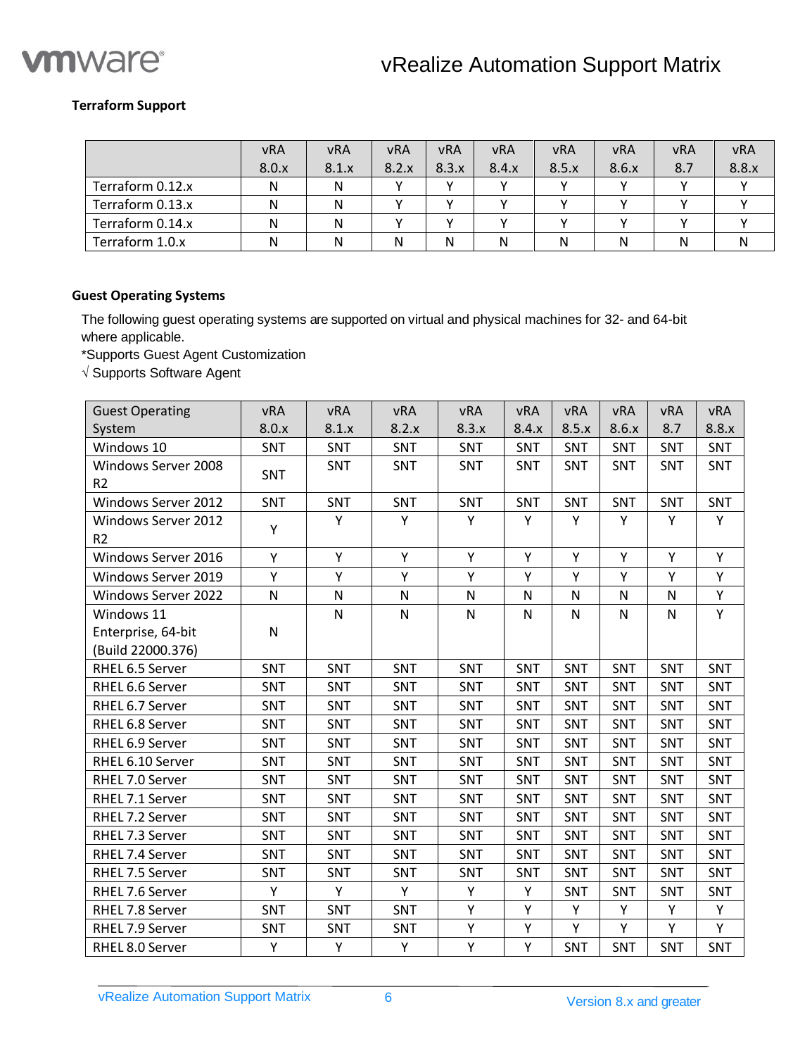### Terraform Support

| | vRA 8.0.x | vRA 8.1.x | vRA 8.2.x | vRA 8.3.x | vRA 8.4.x | vRA 8.5.x | vRA 8.6.x | vRA 8.7 | vRA 8.8.x |
|---|---|---|---|---|---|---|---|---|---|
| Terraform 0.12.x | N | N | Y | Y | Y | Y | Y | Y | Y |
| Terraform 0.13.x | N | N | Y | Y | Y | Y | Y | Y | Y |
| Terraform 0.14.x | N | N | Y | Y | Y | Y | Y | Y | Y |
| Terraform 1.0.x | N | N | N | N | N | N | N | N | N |

### Guest Operating Systems

The following guest operating systems are supported on virtual and physical machines for 32- and 64-bit where applicable.

*Supports Guest Agent Customization

√ Supports Software Agent

| Guest Operating System | vRA 8.0.x | vRA 8.1.x | vRA 8.2.x | vRA 8.3.x | vRA 8.4.x | vRA 8.5.x | vRA 8.6.x | vRA 8.7 | vRA 8.8.x |
|---|---|---|---|---|---|---|---|---|---|
| Windows 10 | SNT | SNT | SNT | SNT | SNT | SNT | SNT | SNT | SNT |
| Windows Server 2008 R2 | SNT | SNT | SNT | SNT | SNT | SNT | SNT | SNT | SNT |
| Windows Server 2012 | SNT | SNT | SNT | SNT | SNT | SNT | SNT | SNT | SNT |
| Windows Server 2012 R2 | Y | Y | Y | Y | Y | Y | Y | Y | Y |
| Windows Server 2016 | Y | Y | Y | Y | Y | Y | Y | Y | Y |
| Windows Server 2019 | Y | Y | Y | Y | Y | Y | Y | Y | Y |
| Windows Server 2022 | N | N | N | N | N | N | N | N | Y |
| Windows 11 Enterprise, 64-bit (Build 22000.376) | N | N | N | N | N | N | N | N | Y |
| RHEL 6.5 Server | SNT | SNT | SNT | SNT | SNT | SNT | SNT | SNT | SNT |
| RHEL 6.6 Server | SNT | SNT | SNT | SNT | SNT | SNT | SNT | SNT | SNT |
| RHEL 6.7 Server | SNT | SNT | SNT | SNT | SNT | SNT | SNT | SNT | SNT |
| RHEL 6.8 Server | SNT | SNT | SNT | SNT | SNT | SNT | SNT | SNT | SNT |
| RHEL 6.9 Server | SNT | SNT | SNT | SNT | SNT | SNT | SNT | SNT | SNT |
| RHEL 6.10 Server | SNT | SNT | SNT | SNT | SNT | SNT | SNT | SNT | SNT |
| RHEL 7.0 Server | SNT | SNT | SNT | SNT | SNT | SNT | SNT | SNT | SNT |
| RHEL 7.1 Server | SNT | SNT | SNT | SNT | SNT | SNT | SNT | SNT | SNT |
| RHEL 7.2 Server | SNT | SNT | SNT | SNT | SNT | SNT | SNT | SNT | SNT |
| RHEL 7.3 Server | SNT | SNT | SNT | SNT | SNT | SNT | SNT | SNT | SNT |
| RHEL 7.4 Server | SNT | SNT | SNT | SNT | SNT | SNT | SNT | SNT | SNT |
| RHEL 7.5 Server | SNT | SNT | SNT | SNT | SNT | SNT | SNT | SNT | SNT |
| RHEL 7.6 Server | Y | Y | Y | Y | Y | SNT | SNT | SNT | SNT |
| RHEL 7.8 Server | SNT | SNT | SNT | Y | Y | Y | Y | Y | Y |
| RHEL 7.9 Server | SNT | SNT | SNT | Y | Y | Y | Y | Y | Y |
| RHEL 8.0 Server | Y | Y | Y | Y | Y | SNT | SNT | SNT | SNT |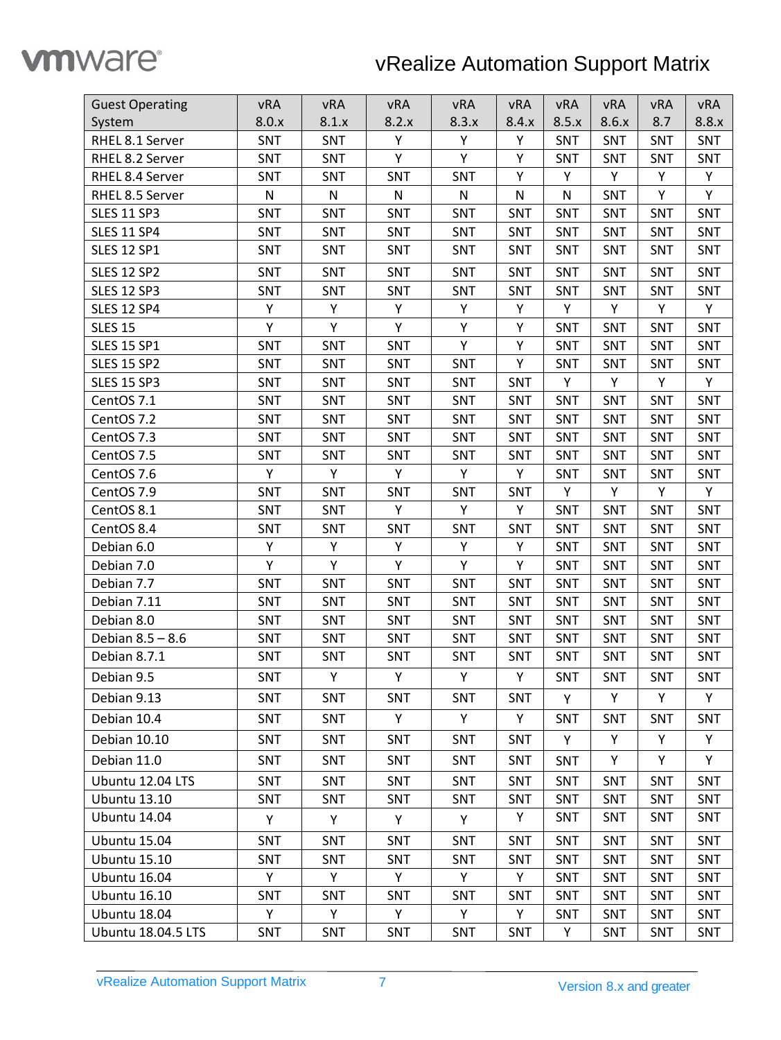| Guest Operating System | vRA 8.0.x | vRA 8.1.x | vRA 8.2.x | vRA 8.3.x | vRA 8.4.x | vRA 8.5.x | vRA 8.6.x | vRA 8.7 | vRA 8.8.x |
|---|---|---|---|---|---|---|---|---|---|
| RHEL 8.1 Server | SNT | SNT | Y | Y | Y | SNT | SNT | SNT | SNT |
| RHEL 8.2 Server | SNT | SNT | Y | Y | Y | SNT | SNT | SNT | SNT |
| RHEL 8.4 Server | SNT | SNT | SNT | SNT | Y | Y | Y | Y | Y |
| RHEL 8.5 Server | N | N | N | N | N | N | SNT | Y | Y |
| SLES 11 SP3 | SNT | SNT | SNT | SNT | SNT | SNT | SNT | SNT | SNT |
| SLES 11 SP4 | SNT | SNT | SNT | SNT | SNT | SNT | SNT | SNT | SNT |
| SLES 12 SP1 | SNT | SNT | SNT | SNT | SNT | SNT | SNT | SNT | SNT |
| SLES 12 SP2 | SNT | SNT | SNT | SNT | SNT | SNT | SNT | SNT | SNT |
| SLES 12 SP3 | SNT | SNT | SNT | SNT | SNT | SNT | SNT | SNT | SNT |
| SLES 12 SP4 | Y | Y | Y | Y | Y | Y | Y | Y | Y |
| SLES 15 | Y | Y | Y | Y | Y | SNT | SNT | SNT | SNT |
| SLES 15 SP1 | SNT | SNT | SNT | Y | Y | SNT | SNT | SNT | SNT |
| SLES 15 SP2 | SNT | SNT | SNT | SNT | Y | SNT | SNT | SNT | SNT |
| SLES 15 SP3 | SNT | SNT | SNT | SNT | SNT | Y | Y | Y | Y |
| CentOS 7.1 | SNT | SNT | SNT | SNT | SNT | SNT | SNT | SNT | SNT |
| CentOS 7.2 | SNT | SNT | SNT | SNT | SNT | SNT | SNT | SNT | SNT |
| CentOS 7.3 | SNT | SNT | SNT | SNT | SNT | SNT | SNT | SNT | SNT |
| CentOS 7.5 | SNT | SNT | SNT | SNT | SNT | SNT | SNT | SNT | SNT |
| CentOS 7.6 | Y | Y | Y | Y | Y | SNT | SNT | SNT | SNT |
| CentOS 7.9 | SNT | SNT | SNT | SNT | SNT | Y | Y | Y | Y |
| CentOS 8.1 | SNT | SNT | Y | Y | Y | SNT | SNT | SNT | SNT |
| CentOS 8.4 | SNT | SNT | SNT | SNT | SNT | SNT | SNT | SNT | SNT |
| Debian 6.0 | Y | Y | Y | Y | Y | SNT | SNT | SNT | SNT |
| Debian 7.0 | Y | Y | Y | Y | Y | SNT | SNT | SNT | SNT |
| Debian 7.7 | SNT | SNT | SNT | SNT | SNT | SNT | SNT | SNT | SNT |
| Debian 7.11 | SNT | SNT | SNT | SNT | SNT | SNT | SNT | SNT | SNT |
| Debian 8.0 | SNT | SNT | SNT | SNT | SNT | SNT | SNT | SNT | SNT |
| Debian 8.5 – 8.6 | SNT | SNT | SNT | SNT | SNT | SNT | SNT | SNT | SNT |
| Debian 8.7.1 | SNT | SNT | SNT | SNT | SNT | SNT | SNT | SNT | SNT |
| Debian 9.5 | SNT | Y | Y | Y | Y | SNT | SNT | SNT | SNT |
| Debian 9.13 | SNT | SNT | SNT | SNT | SNT | Y | Y | Y | Y |
| Debian 10.4 | SNT | SNT | Y | Y | Y | SNT | SNT | SNT | SNT |
| Debian 10.10 | SNT | SNT | SNT | SNT | SNT | Y | Y | Y | Y |
| Debian 11.0 | SNT | SNT | SNT | SNT | SNT | SNT | Y | Y | Y |
| Ubuntu 12.04 LTS | SNT | SNT | SNT | SNT | SNT | SNT | SNT | SNT | SNT |
| Ubuntu 13.10 | SNT | SNT | SNT | SNT | SNT | SNT | SNT | SNT | SNT |
| Ubuntu 14.04 | Y | Y | Y | Y | Y | SNT | SNT | SNT | SNT |
| Ubuntu 15.04 | SNT | SNT | SNT | SNT | SNT | SNT | SNT | SNT | SNT |
| Ubuntu 15.10 | SNT | SNT | SNT | SNT | SNT | SNT | SNT | SNT | SNT |
| Ubuntu 16.04 | Y | Y | Y | Y | Y | SNT | SNT | SNT | SNT |
| Ubuntu 16.10 | SNT | SNT | SNT | SNT | SNT | SNT | SNT | SNT | SNT |
| Ubuntu 18.04 | Y | Y | Y | Y | Y | SNT | SNT | SNT | SNT |
| Ubuntu 18.04.5 LTS | SNT | SNT | SNT | SNT | SNT | Y | SNT | SNT | SNT |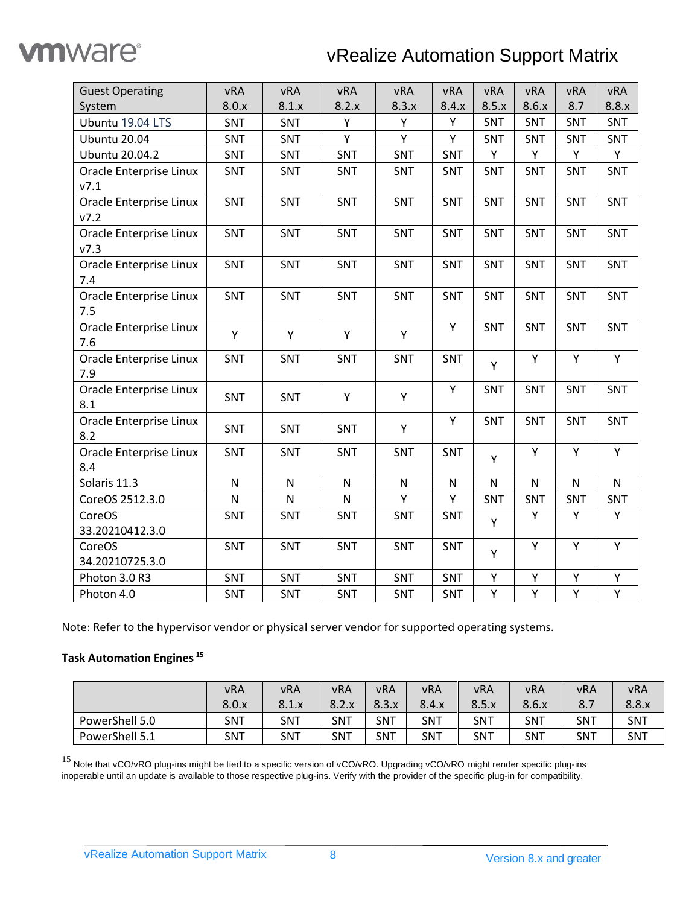| Guest Operating System | vRA 8.0.x | vRA 8.1.x | vRA 8.2.x | vRA 8.3.x | vRA 8.4.x | vRA 8.5.x | vRA 8.6.x | vRA 8.7 | vRA 8.8.x |
|---|---|---|---|---|---|---|---|---|---|
| Ubuntu 19.04 LTS | SNT | SNT | Y | Y | Y | SNT | SNT | SNT | SNT |
| Ubuntu 20.04 | SNT | SNT | Y | Y | Y | SNT | SNT | SNT | SNT |
| Ubuntu 20.04.2 | SNT | SNT | SNT | SNT | SNT | Y | Y | Y | Y |
| Oracle Enterprise Linux v7.1 | SNT | SNT | SNT | SNT | SNT | SNT | SNT | SNT | SNT |
| Oracle Enterprise Linux v7.2 | SNT | SNT | SNT | SNT | SNT | SNT | SNT | SNT | SNT |
| Oracle Enterprise Linux v7.3 | SNT | SNT | SNT | SNT | SNT | SNT | SNT | SNT | SNT |
| Oracle Enterprise Linux 7.4 | SNT | SNT | SNT | SNT | SNT | SNT | SNT | SNT | SNT |
| Oracle Enterprise Linux 7.5 | SNT | SNT | SNT | SNT | SNT | SNT | SNT | SNT | SNT |
| Oracle Enterprise Linux 7.6 | Y | Y | Y | Y | Y | SNT | SNT | SNT | SNT |
| Oracle Enterprise Linux 7.9 | SNT | SNT | SNT | SNT | SNT | Y | Y | Y | Y |
| Oracle Enterprise Linux 8.1 | SNT | SNT | Y | Y | Y | SNT | SNT | SNT | SNT |
| Oracle Enterprise Linux 8.2 | SNT | SNT | SNT | Y | Y | SNT | SNT | SNT | SNT |
| Oracle Enterprise Linux 8.4 | SNT | SNT | SNT | SNT | SNT | Y | Y | Y | Y |
| Solaris 11.3 | N | N | N | N | N | N | N | N | N |
| CoreOS 2512.3.0 | N | N | N | Y | Y | SNT | SNT | SNT | SNT |
| CoreOS 33.20210412.3.0 | SNT | SNT | SNT | SNT | SNT | Y | Y | Y | Y |
| CoreOS 34.20210725.3.0 | SNT | SNT | SNT | SNT | SNT | Y | Y | Y | Y |
| Photon 3.0 R3 | SNT | SNT | SNT | SNT | SNT | Y | Y | Y | Y |
| Photon 4.0 | SNT | SNT | SNT | SNT | SNT | Y | Y | Y | Y |

Note: Refer to the hypervisor vendor or physical server vendor for supported operating systems.

**Task Automation Engines** [15]

| | vRA 8.0.x | vRA 8.1.x | vRA 8.2.x | vRA 8.3.x | vRA 8.4.x | vRA 8.5.x | vRA 8.6.x | vRA 8.7 | vRA 8.8.x |
|---|---|---|---|---|---|---|---|---|---|
| PowerShell 5.0 | SNT | SNT | SNT | SNT | SNT | SNT | SNT | SNT | SNT |
| PowerShell 5.1 | SNT | SNT | SNT | SNT | SNT | SNT | SNT | SNT | SNT |

[15] Note that vCO/vRO plug-ins might be tied to a specific version of vCO/vRO. Upgrading vCO/vRO might render specific plug-ins inoperable until an update is available to those respective plug-ins. Verify with the provider of the specific plug-in for compatibility.